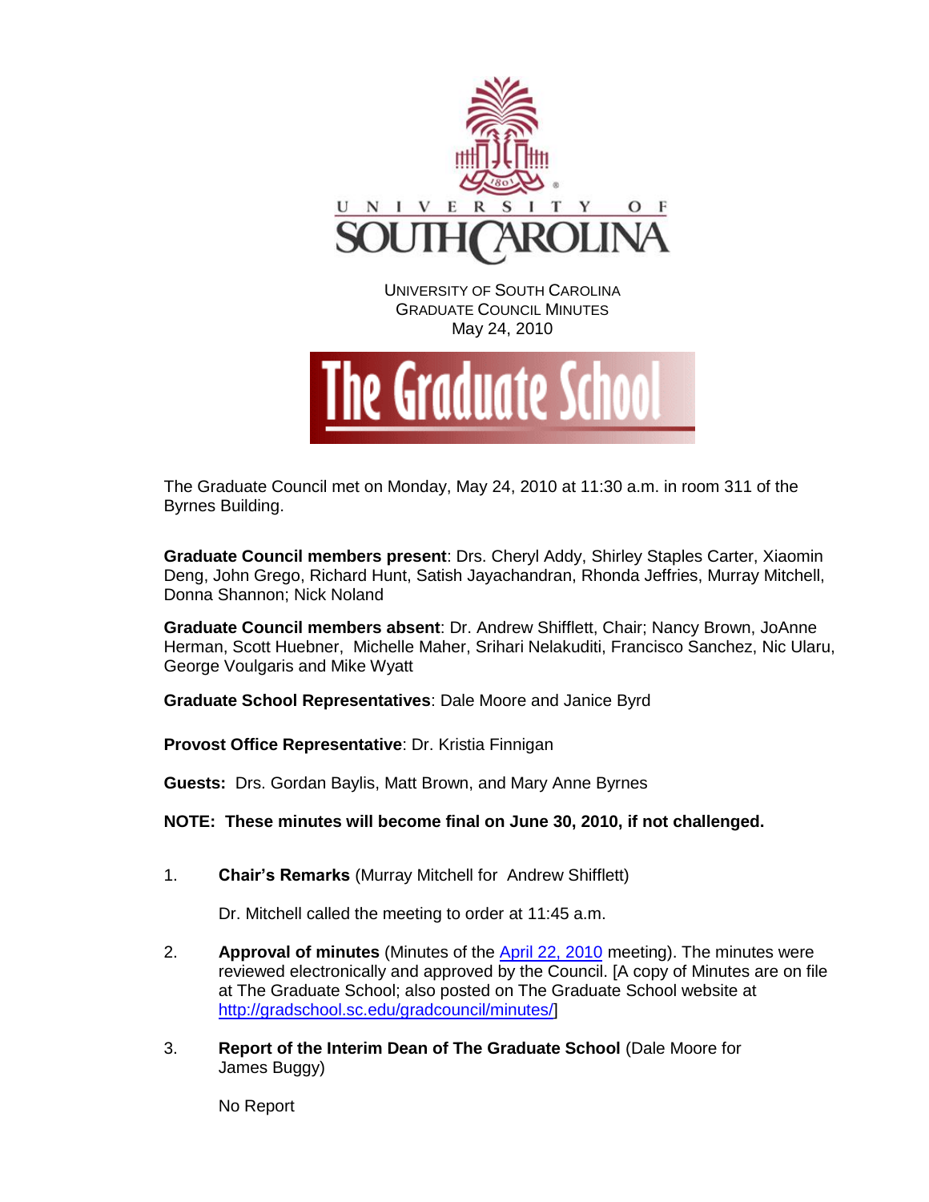UNIVERSITY OF SOUTH CAROLINA
GRADUATE COUNCIL MINUTES
May 24, 2010

The Graduate School

The Graduate Council met on Monday, May 24, 2010 at 11:30 a.m. in room 311 of the Byrnes Building.

**Graduate Council members present**: Drs. Cheryl Addy, Shirley Staples Carter, Xiaomin Deng, John Grego, Richard Hunt, Satish Jayachandran, Rhonda Jeffries, Murray Mitchell, Donna Shannon; Nick Noland

**Graduate Council members absent**: Dr. Andrew Shifflett, Chair; Nancy Brown, JoAnne Herman, Scott Huebner, Michelle Maher, Srihari Nelakuditi, Francisco Sanchez, Nic Ularu, George Voulgaris and Mike Wyatt

**Graduate School Representatives**: Dale Moore and Janice Byrd

**Provost Office Representative**: Dr. Kristia Finnigan

**Guests:** Drs. Gordan Baylis, Matt Brown, and Mary Anne Byrnes

**NOTE: These minutes will become final on June 30, 2010, if not challenged.**

1. **Chair's Remarks** (Murray Mitchell for Andrew Shifflett)

   Dr. Mitchell called the meeting to order at 11:45 a.m.

2. **Approval of minutes** (Minutes of the April 22, 2010 meeting). The minutes were reviewed electronically and approved by the Council. [A copy of Minutes are on file at The Graduate School; also posted on The Graduate School website at http://gradschool.sc.edu/gradcouncil/minutes/]

3. **Report of the Interim Dean of The Graduate School** (Dale Moore for James Buggy)

   No Report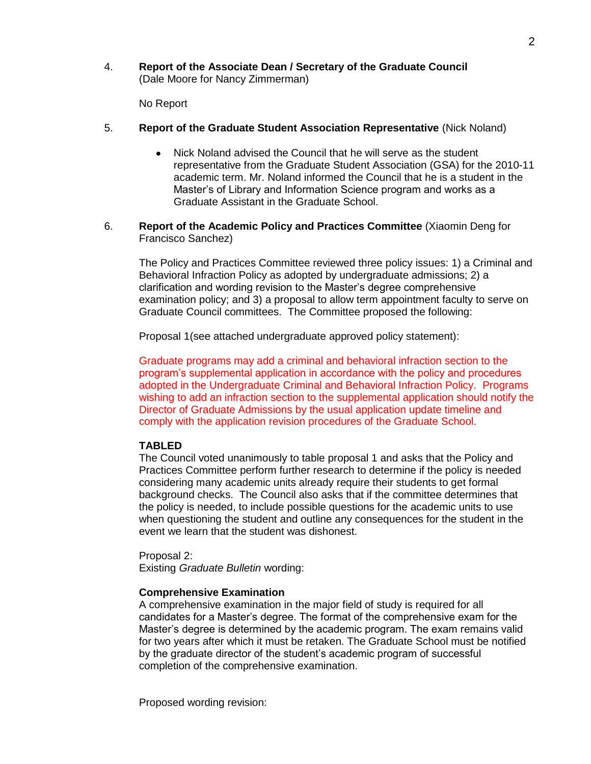4. **Report of the Associate Dean / Secretary of the Graduate Council** (Dale Moore for Nancy Zimmerman)

No Report

5. **Report of the Graduate Student Association Representative** (Nick Noland)

- Nick Noland advised the Council that he will serve as the student representative from the Graduate Student Association (GSA) for the 2010-11 academic term. Mr. Noland informed the Council that he is a student in the Master's of Library and Information Science program and works as a Graduate Assistant in the Graduate School.

6. **Report of the Academic Policy and Practices Committee** (Xiaomin Deng for Francisco Sanchez)

The Policy and Practices Committee reviewed three policy issues: 1) a Criminal and Behavioral Infraction Policy as adopted by undergraduate admissions; 2) a clarification and wording revision to the Master's degree comprehensive examination policy; and 3) a proposal to allow term appointment faculty to serve on Graduate Council committees. The Committee proposed the following:

Proposal 1(see attached undergraduate approved policy statement):

Graduate programs may add a criminal and behavioral infraction section to the program's supplemental application in accordance with the policy and procedures adopted in the Undergraduate Criminal and Behavioral Infraction Policy. Programs wishing to add an infraction section to the supplemental application should notify the Director of Graduate Admissions by the usual application update timeline and comply with the application revision procedures of the Graduate School.

**TABLED**
The Council voted unanimously to table proposal 1 and asks that the Policy and Practices Committee perform further research to determine if the policy is needed considering many academic units already require their students to get formal background checks. The Council also asks that if the committee determines that the policy is needed, to include possible questions for the academic units to use when questioning the student and outline any consequences for the student in the event we learn that the student was dishonest.

Proposal 2:
Existing *Graduate Bulletin* wording:

**Comprehensive Examination**
A comprehensive examination in the major field of study is required for all candidates for a Master's degree. The format of the comprehensive exam for the Master's degree is determined by the academic program. The exam remains valid for two years after which it must be retaken. The Graduate School must be notified by the graduate director of the student's academic program of successful completion of the comprehensive examination.

Proposed wording revision: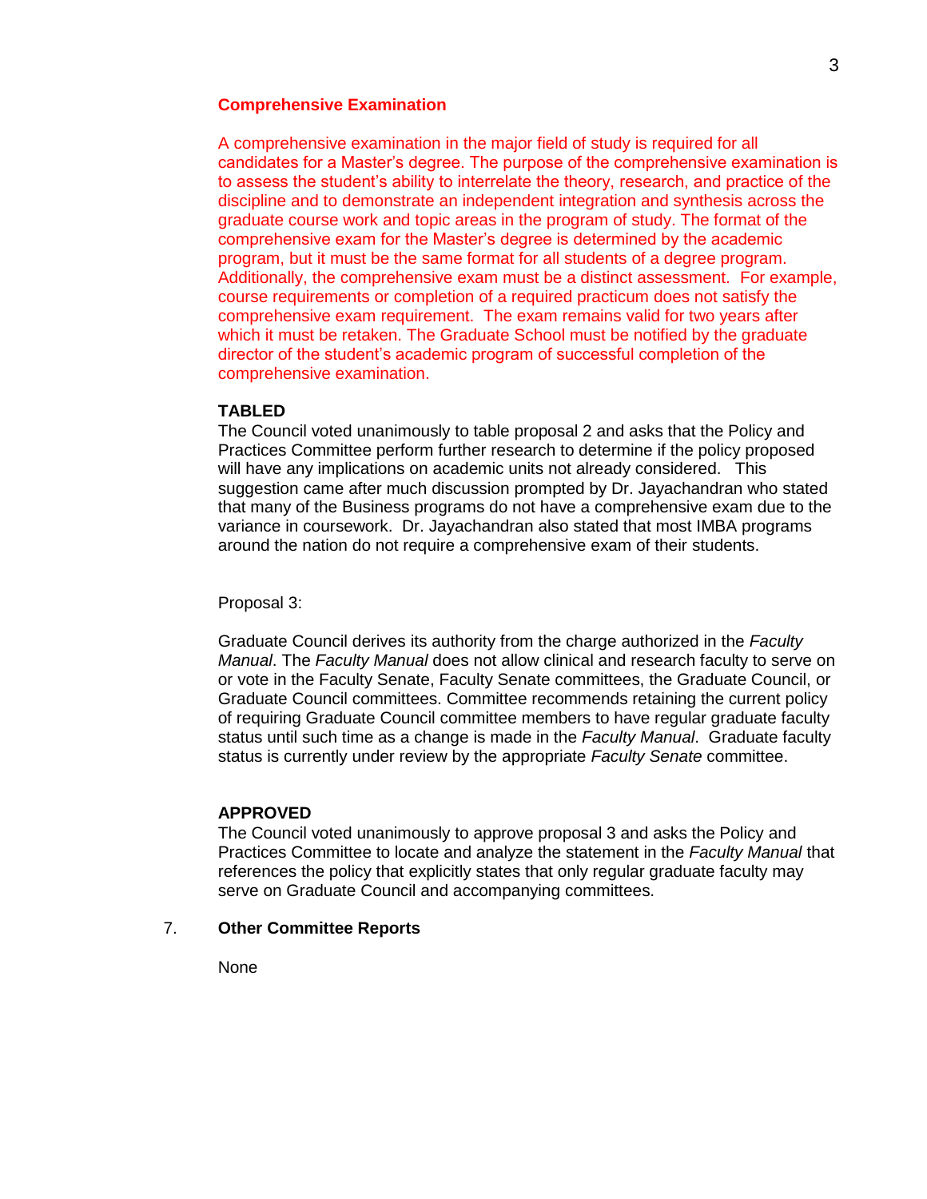**Comprehensive Examination**

A comprehensive examination in the major field of study is required for all candidates for a Master's degree. The purpose of the comprehensive examination is to assess the student's ability to interrelate the theory, research, and practice of the discipline and to demonstrate an independent integration and synthesis across the graduate course work and topic areas in the program of study. The format of the comprehensive exam for the Master's degree is determined by the academic program, but it must be the same format for all students of a degree program. Additionally, the comprehensive exam must be a distinct assessment. For example, course requirements or completion of a required practicum does not satisfy the comprehensive exam requirement. The exam remains valid for two years after which it must be retaken. The Graduate School must be notified by the graduate director of the student's academic program of successful completion of the comprehensive examination.

**TABLED**

The Council voted unanimously to table proposal 2 and asks that the Policy and Practices Committee perform further research to determine if the policy proposed will have any implications on academic units not already considered. This suggestion came after much discussion prompted by Dr. Jayachandran who stated that many of the Business programs do not have a comprehensive exam due to the variance in coursework. Dr. Jayachandran also stated that most IMBA programs around the nation do not require a comprehensive exam of their students.

Proposal 3:

Graduate Council derives its authority from the charge authorized in the *Faculty Manual*. The *Faculty Manual* does not allow clinical and research faculty to serve on or vote in the Faculty Senate, Faculty Senate committees, the Graduate Council, or Graduate Council committees. Committee recommends retaining the current policy of requiring Graduate Council committee members to have regular graduate faculty status until such time as a change is made in the *Faculty Manual*. Graduate faculty status is currently under review by the appropriate *Faculty Senate* committee.

**APPROVED**

The Council voted unanimously to approve proposal 3 and asks the Policy and Practices Committee to locate and analyze the statement in the *Faculty Manual* that references the policy that explicitly states that only regular graduate faculty may serve on Graduate Council and accompanying committees.

7. **Other Committee Reports**

None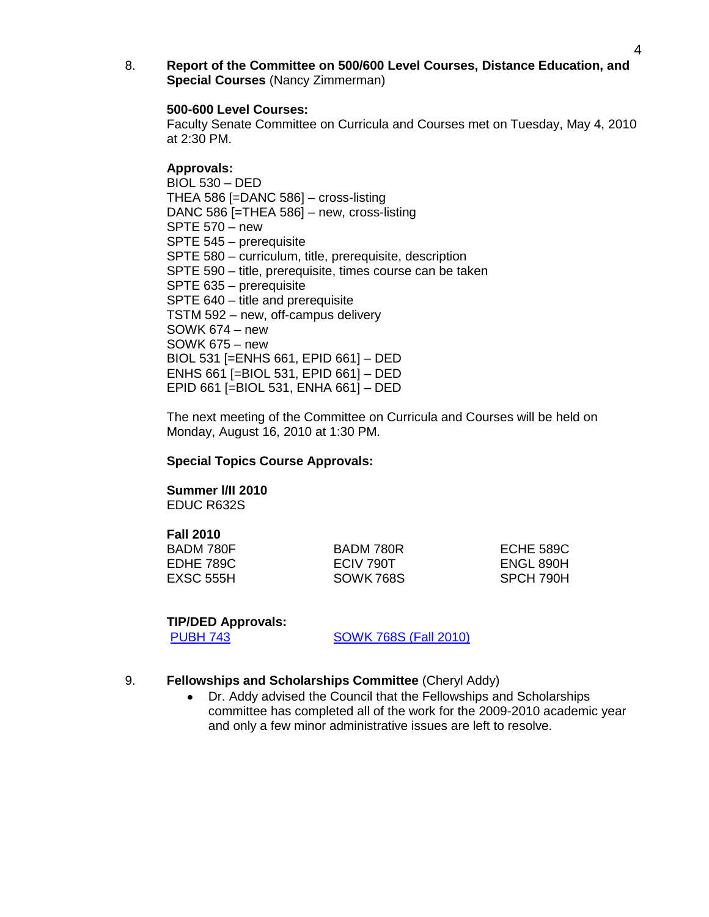8. **Report of the Committee on 500/600 Level Courses, Distance Education, and Special Courses** (Nancy Zimmerman)

**500-600 Level Courses:**
Faculty Senate Committee on Curricula and Courses met on Tuesday, May 4, 2010 at 2:30 PM.

**Approvals:**
BIOL 530 – DED
THEA 586 [=DANC 586] – cross-listing
DANC 586 [=THEA 586] – new, cross-listing
SPTE 570 – new
SPTE 545 – prerequisite
SPTE 580 – curriculum, title, prerequisite, description
SPTE 590 – title, prerequisite, times course can be taken
SPTE 635 – prerequisite
SPTE 640 – title and prerequisite
TSTM 592 – new, off-campus delivery
SOWK 674 – new
SOWK 675 – new
BIOL 531 [=ENHS 661, EPID 661] – DED
ENHS 661 [=BIOL 531, EPID 661] – DED
EPID 661 [=BIOL 531, ENHA 661] – DED

The next meeting of the Committee on Curricula and Courses will be held on Monday, August 16, 2010 at 1:30 PM.

**Special Topics Course Approvals:**

**Summer I/II 2010**
EDUC R632S

**Fall 2010**

| | | |
|---|---|---|
| BADM 780F | BADM 780R | ECHE 589C |
| EDHE 789C | ECIV 790T | ENGL 890H |
| EXSC 555H | SOWK 768S | SPCH 790H |

**TIP/DED Approvals:**
PUBH 743 SOWK 768S (Fall 2010)

9. **Fellowships and Scholarships Committee** (Cheryl Addy)
   - Dr. Addy advised the Council that the Fellowships and Scholarships committee has completed all of the work for the 2009-2010 academic year and only a few minor administrative issues are left to resolve.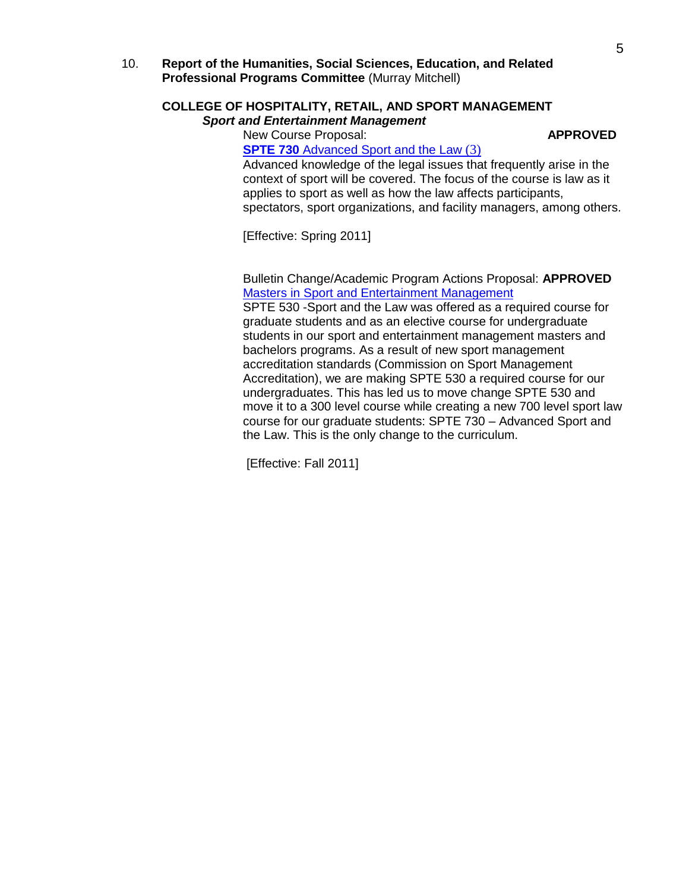10. **Report of the Humanities, Social Sciences, Education, and Related Professional Programs Committee** (Murray Mitchell)

**COLLEGE OF HOSPITALITY, RETAIL, AND SPORT MANAGEMENT**

***Sport and Entertainment Management***

New Course Proposal: **APPROVED**

**SPTE 730** Advanced Sport and the Law (3)

Advanced knowledge of the legal issues that frequently arise in the context of sport will be covered. The focus of the course is law as it applies to sport as well as how the law affects participants, spectators, sport organizations, and facility managers, among others.

[Effective: Spring 2011]

Bulletin Change/Academic Program Actions Proposal: **APPROVED**

Masters in Sport and Entertainment Management

SPTE 530 -Sport and the Law was offered as a required course for graduate students and as an elective course for undergraduate students in our sport and entertainment management masters and bachelors programs. As a result of new sport management accreditation standards (Commission on Sport Management Accreditation), we are making SPTE 530 a required course for our undergraduates. This has led us to move change SPTE 530 and move it to a 300 level course while creating a new 700 level sport law course for our graduate students: SPTE 730 – Advanced Sport and the Law. This is the only change to the curriculum.

[Effective: Fall 2011]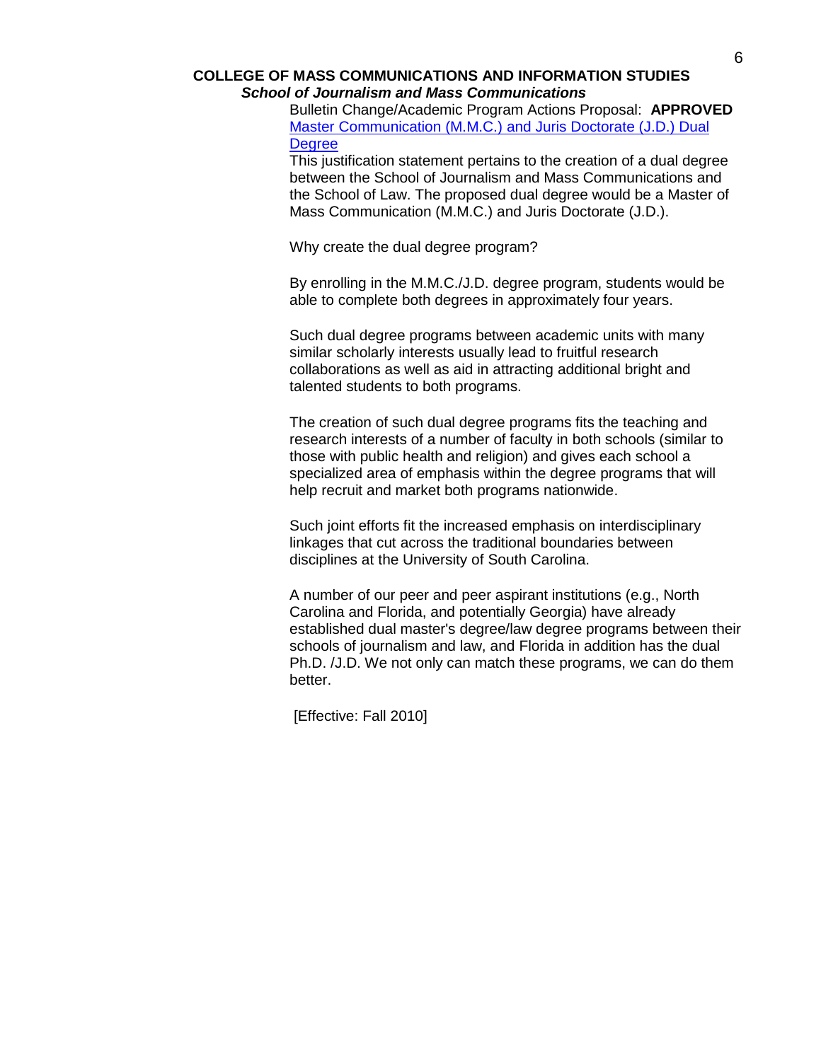## COLLEGE OF MASS COMMUNICATIONS AND INFORMATION STUDIES

### *School of Journalism and Mass Communications*

Bulletin Change/Academic Program Actions Proposal: **APPROVED**

Master Communication (M.M.C.) and Juris Doctorate (J.D.) Dual Degree

This justification statement pertains to the creation of a dual degree between the School of Journalism and Mass Communications and the School of Law. The proposed dual degree would be a Master of Mass Communication (M.M.C.) and Juris Doctorate (J.D.).

Why create the dual degree program?

By enrolling in the M.M.C./J.D. degree program, students would be able to complete both degrees in approximately four years.

Such dual degree programs between academic units with many similar scholarly interests usually lead to fruitful research collaborations as well as aid in attracting additional bright and talented students to both programs.

The creation of such dual degree programs fits the teaching and research interests of a number of faculty in both schools (similar to those with public health and religion) and gives each school a specialized area of emphasis within the degree programs that will help recruit and market both programs nationwide.

Such joint efforts fit the increased emphasis on interdisciplinary linkages that cut across the traditional boundaries between disciplines at the University of South Carolina.

A number of our peer and peer aspirant institutions (e.g., North Carolina and Florida, and potentially Georgia) have already established dual master's degree/law degree programs between their schools of journalism and law, and Florida in addition has the dual Ph.D. /J.D. We not only can match these programs, we can do them better.

[Effective: Fall 2010]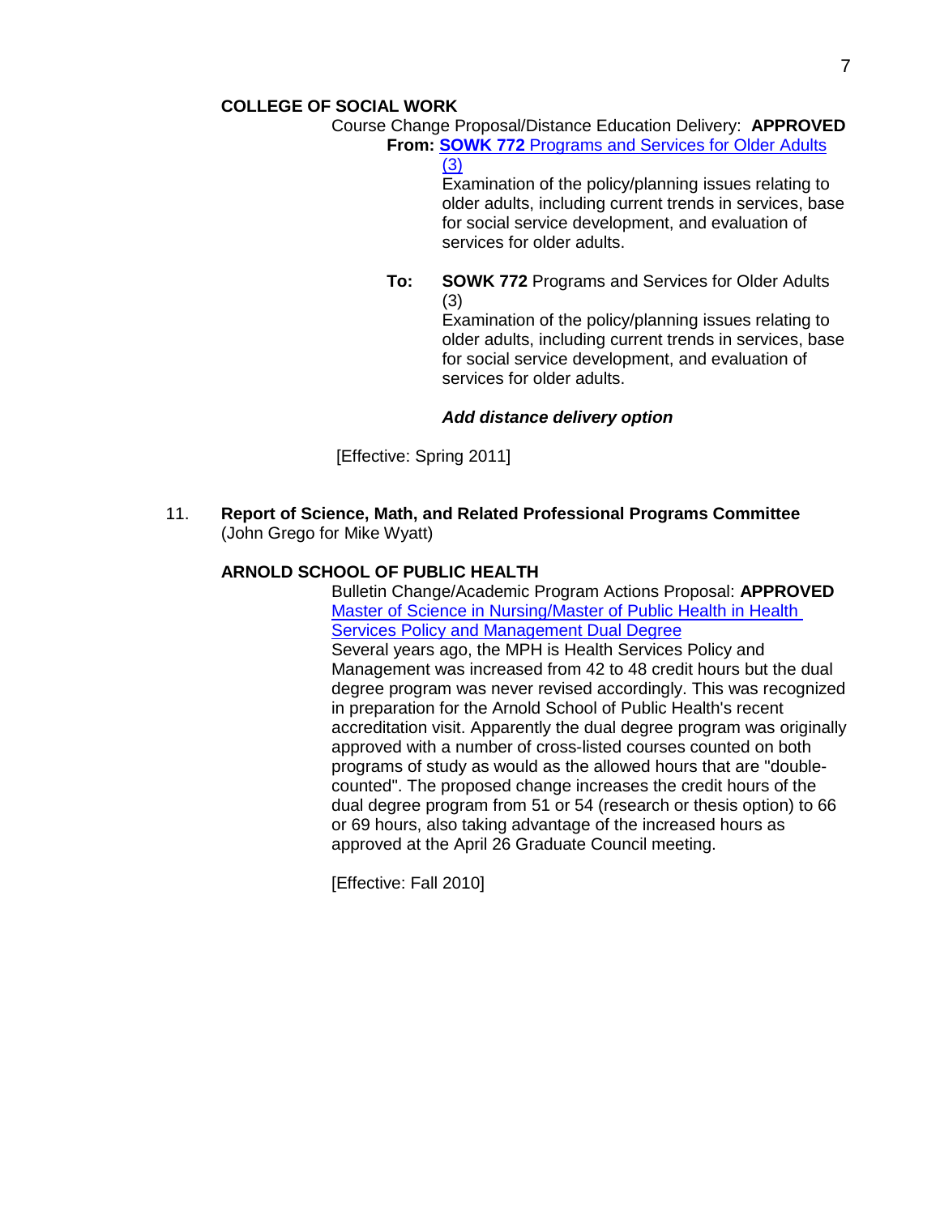**COLLEGE OF SOCIAL WORK**

Course Change Proposal/Distance Education Delivery: **APPROVED**

**From:** **SOWK 772** Programs and Services for Older Adults (3)

Examination of the policy/planning issues relating to older adults, including current trends in services, base for social service development, and evaluation of services for older adults.

**To:** **SOWK 772** Programs and Services for Older Adults (3)

Examination of the policy/planning issues relating to older adults, including current trends in services, base for social service development, and evaluation of services for older adults.

***Add distance delivery option***

[Effective: Spring 2011]

11. **Report of Science, Math, and Related Professional Programs Committee** (John Grego for Mike Wyatt)

**ARNOLD SCHOOL OF PUBLIC HEALTH**

Bulletin Change/Academic Program Actions Proposal: **APPROVED**

Master of Science in Nursing/Master of Public Health in Health Services Policy and Management Dual Degree

Several years ago, the MPH is Health Services Policy and Management was increased from 42 to 48 credit hours but the dual degree program was never revised accordingly. This was recognized in preparation for the Arnold School of Public Health's recent accreditation visit. Apparently the dual degree program was originally approved with a number of cross-listed courses counted on both programs of study as would as the allowed hours that are "double-counted". The proposed change increases the credit hours of the dual degree program from 51 or 54 (research or thesis option) to 66 or 69 hours, also taking advantage of the increased hours as approved at the April 26 Graduate Council meeting.

[Effective: Fall 2010]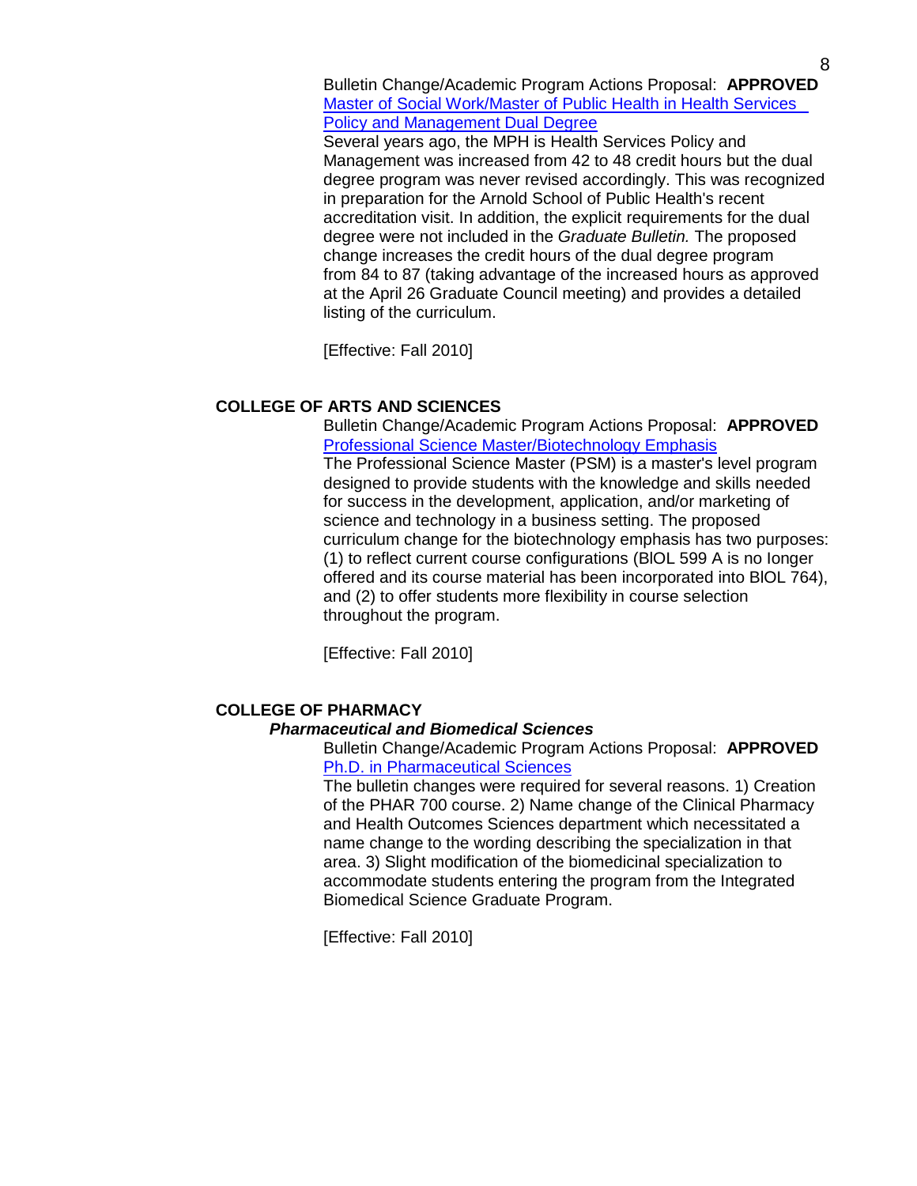Bulletin Change/Academic Program Actions Proposal: **APPROVED**
Master of Social Work/Master of Public Health in Health Services Policy and Management Dual Degree
Several years ago, the MPH is Health Services Policy and Management was increased from 42 to 48 credit hours but the dual degree program was never revised accordingly. This was recognized in preparation for the Arnold School of Public Health's recent accreditation visit. In addition, the explicit requirements for the dual degree were not included in the *Graduate Bulletin.* The proposed change increases the credit hours of the dual degree program from 84 to 87 (taking advantage of the increased hours as approved at the April 26 Graduate Council meeting) and provides a detailed listing of the curriculum.

[Effective: Fall 2010]

## COLLEGE OF ARTS AND SCIENCES

Bulletin Change/Academic Program Actions Proposal: **APPROVED**
Professional Science Master/Biotechnology Emphasis
The Professional Science Master (PSM) is a master's level program designed to provide students with the knowledge and skills needed for success in the development, application, and/or marketing of science and technology in a business setting. The proposed curriculum change for the biotechnology emphasis has two purposes: (1) to reflect current course configurations (BIOL 599 A is no longer offered and its course material has been incorporated into BIOL 764), and (2) to offer students more flexibility in course selection throughout the program.

[Effective: Fall 2010]

## COLLEGE OF PHARMACY

### *Pharmaceutical and Biomedical Sciences*

Bulletin Change/Academic Program Actions Proposal: **APPROVED**
Ph.D. in Pharmaceutical Sciences
The bulletin changes were required for several reasons. 1) Creation of the PHAR 700 course. 2) Name change of the Clinical Pharmacy and Health Outcomes Sciences department which necessitated a name change to the wording describing the specialization in that area. 3) Slight modification of the biomedicinal specialization to accommodate students entering the program from the Integrated Biomedical Science Graduate Program.

[Effective: Fall 2010]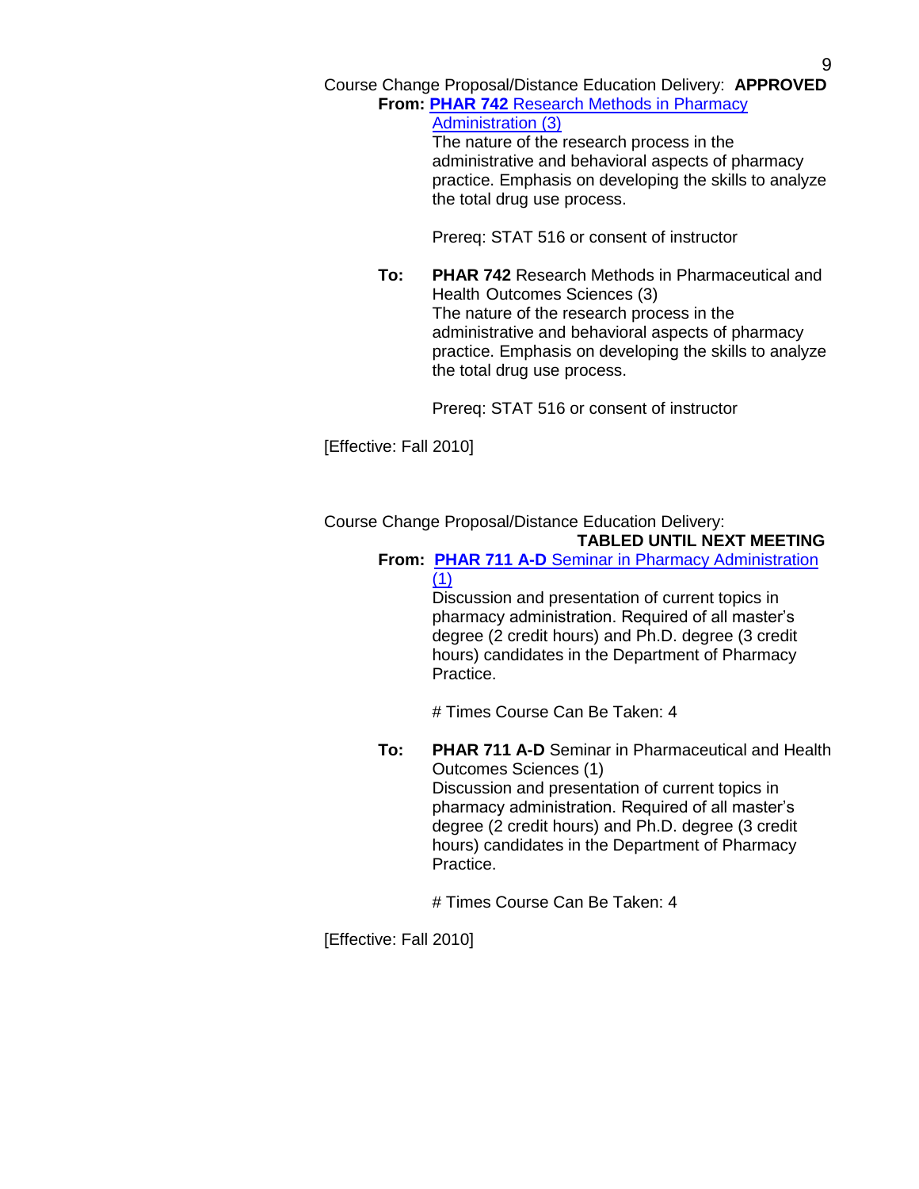Course Change Proposal/Distance Education Delivery: **APPROVED**

**From:** **PHAR 742** Research Methods in Pharmacy Administration (3)

The nature of the research process in the administrative and behavioral aspects of pharmacy practice. Emphasis on developing the skills to analyze the total drug use process.

Prereq: STAT 516 or consent of instructor

**To:** **PHAR 742** Research Methods in Pharmaceutical and Health Outcomes Sciences (3)

The nature of the research process in the administrative and behavioral aspects of pharmacy practice. Emphasis on developing the skills to analyze the total drug use process.

Prereq: STAT 516 or consent of instructor

[Effective: Fall 2010]

Course Change Proposal/Distance Education Delivery: **TABLED UNTIL NEXT MEETING**

**From:** **PHAR 711 A-D** Seminar in Pharmacy Administration (1)

Discussion and presentation of current topics in pharmacy administration. Required of all master's degree (2 credit hours) and Ph.D. degree (3 credit hours) candidates in the Department of Pharmacy Practice.

# Times Course Can Be Taken: 4

**To:** **PHAR 711 A-D** Seminar in Pharmaceutical and Health Outcomes Sciences (1)

Discussion and presentation of current topics in pharmacy administration. Required of all master's degree (2 credit hours) and Ph.D. degree (3 credit hours) candidates in the Department of Pharmacy Practice.

# Times Course Can Be Taken: 4

[Effective: Fall 2010]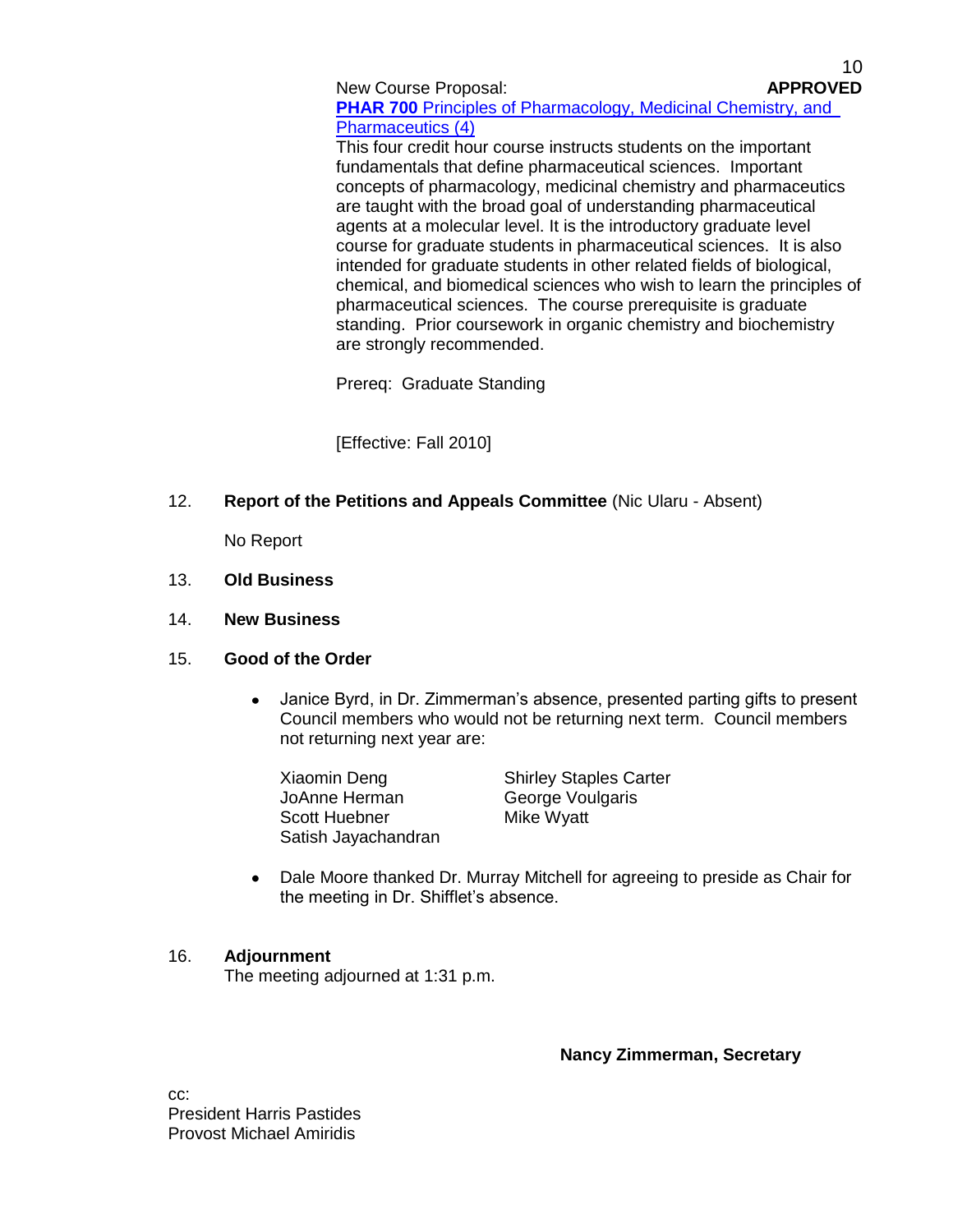New Course Proposal: **APPROVED**

**PHAR 700** Principles of Pharmacology, Medicinal Chemistry, and Pharmaceutics (4)

This four credit hour course instructs students on the important fundamentals that define pharmaceutical sciences. Important concepts of pharmacology, medicinal chemistry and pharmaceutics are taught with the broad goal of understanding pharmaceutical agents at a molecular level. It is the introductory graduate level course for graduate students in pharmaceutical sciences. It is also intended for graduate students in other related fields of biological, chemical, and biomedical sciences who wish to learn the principles of pharmaceutical sciences. The course prerequisite is graduate standing. Prior coursework in organic chemistry and biochemistry are strongly recommended.

Prereq: Graduate Standing

[Effective: Fall 2010]

12. **Report of the Petitions and Appeals Committee** (Nic Ularu - Absent)

    No Report

13. **Old Business**

14. **New Business**

15. **Good of the Order**

    - Janice Byrd, in Dr. Zimmerman's absence, presented parting gifts to present Council members who would not be returning next term. Council members not returning next year are:

      | | |
      |---|---|
      | Xiaomin Deng | Shirley Staples Carter |
      | JoAnne Herman | George Voulgaris |
      | Scott Huebner | Mike Wyatt |
      | Satish Jayachandran | |

    - Dale Moore thanked Dr. Murray Mitchell for agreeing to preside as Chair for the meeting in Dr. Shifflet's absence.

16. **Adjournment**

    The meeting adjourned at 1:31 p.m.

**Nancy Zimmerman, Secretary**

cc:
President Harris Pastides
Provost Michael Amiridis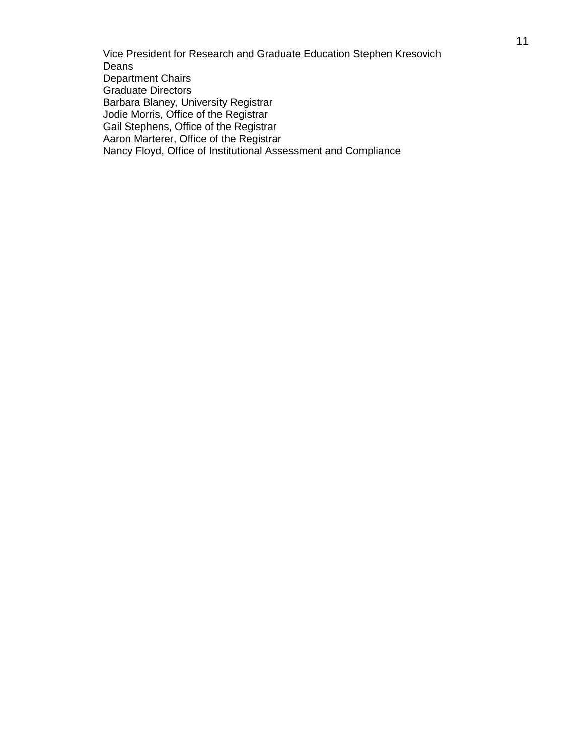Vice President for Research and Graduate Education Stephen Kresovich
Deans
Department Chairs
Graduate Directors
Barbara Blaney, University Registrar
Jodie Morris, Office of the Registrar
Gail Stephens, Office of the Registrar
Aaron Marterer, Office of the Registrar
Nancy Floyd, Office of Institutional Assessment and Compliance